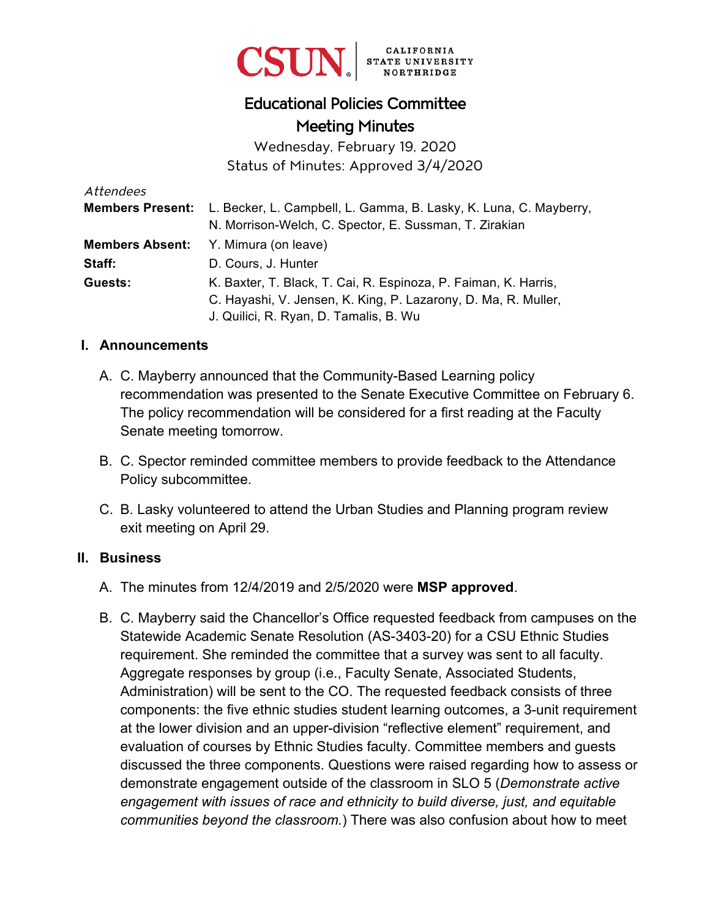CSUN CALIFORNIA STATE UNIVERSITY NORTHRIDGE

# Educational Policies Committee
## Meeting Minutes

Wednesday, February 19, 2020
Status of Minutes: Approved 3/4/2020

*Attendees*

**Members Present:** L. Becker, L. Campbell, L. Gamma, B. Lasky, K. Luna, C. Mayberry, N. Morrison-Welch, C. Spector, E. Sussman, T. Zirakian

**Members Absent:** Y. Mimura (on leave)

**Staff:** D. Cours, J. Hunter

**Guests:** K. Baxter, T. Black, T. Cai, R. Espinoza, P. Faiman, K. Harris, C. Hayashi, V. Jensen, K. King, P. Lazarony, D. Ma, R. Muller, J. Quilici, R. Ryan, D. Tamalis, B. Wu

## I. Announcements

A. C. Mayberry announced that the Community-Based Learning policy recommendation was presented to the Senate Executive Committee on February 6. The policy recommendation will be considered for a first reading at the Faculty Senate meeting tomorrow.

B. C. Spector reminded committee members to provide feedback to the Attendance Policy subcommittee.

C. B. Lasky volunteered to attend the Urban Studies and Planning program review exit meeting on April 29.

## II. Business

A. The minutes from 12/4/2019 and 2/5/2020 were **MSP approved**.

B. C. Mayberry said the Chancellor's Office requested feedback from campuses on the Statewide Academic Senate Resolution (AS-3403-20) for a CSU Ethnic Studies requirement. She reminded the committee that a survey was sent to all faculty. Aggregate responses by group (i.e., Faculty Senate, Associated Students, Administration) will be sent to the CO. The requested feedback consists of three components: the five ethnic studies student learning outcomes, a 3-unit requirement at the lower division and an upper-division "reflective element" requirement, and evaluation of courses by Ethnic Studies faculty. Committee members and guests discussed the three components. Questions were raised regarding how to assess or demonstrate engagement outside of the classroom in SLO 5 (*Demonstrate active engagement with issues of race and ethnicity to build diverse, just, and equitable communities beyond the classroom.*) There was also confusion about how to meet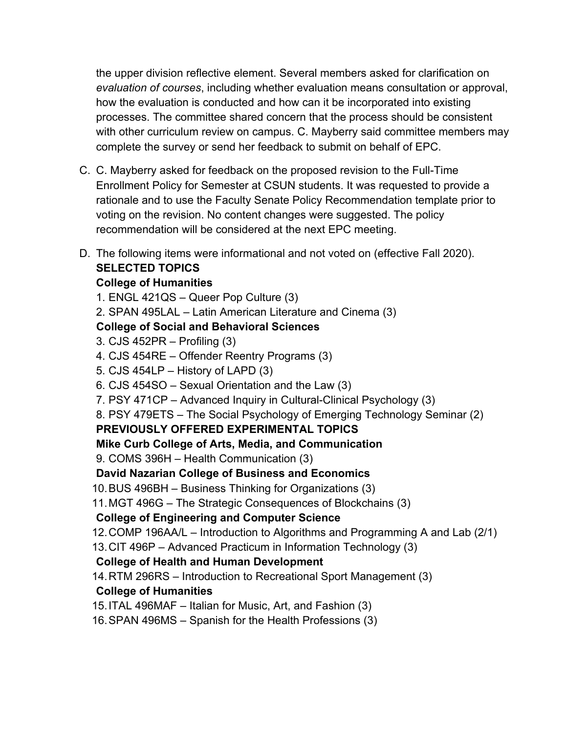the upper division reflective element. Several members asked for clarification on *evaluation of courses*, including whether evaluation means consultation or approval, how the evaluation is conducted and how can it be incorporated into existing processes. The committee shared concern that the process should be consistent with other curriculum review on campus. C. Mayberry said committee members may complete the survey or send her feedback to submit on behalf of EPC.

C. C. Mayberry asked for feedback on the proposed revision to the Full-Time Enrollment Policy for Semester at CSUN students. It was requested to provide a rationale and to use the Faculty Senate Policy Recommendation template prior to voting on the revision. No content changes were suggested. The policy recommendation will be considered at the next EPC meeting.

D. The following items were informational and not voted on (effective Fall 2020).

**SELECTED TOPICS**

**College of Humanities**

1. ENGL 421QS – Queer Pop Culture (3)
2. SPAN 495LAL – Latin American Literature and Cinema (3)

**College of Social and Behavioral Sciences**

3. CJS 452PR – Profiling (3)
4. CJS 454RE – Offender Reentry Programs (3)
5. CJS 454LP – History of LAPD (3)
6. CJS 454SO – Sexual Orientation and the Law (3)
7. PSY 471CP – Advanced Inquiry in Cultural-Clinical Psychology (3)
8. PSY 479ETS – The Social Psychology of Emerging Technology Seminar (2)

**PREVIOUSLY OFFERED EXPERIMENTAL TOPICS**

**Mike Curb College of Arts, Media, and Communication**

9. COMS 396H – Health Communication (3)

**David Nazarian College of Business and Economics**

10. BUS 496BH – Business Thinking for Organizations (3)
11. MGT 496G – The Strategic Consequences of Blockchains (3)

**College of Engineering and Computer Science**

12. COMP 196AA/L – Introduction to Algorithms and Programming A and Lab (2/1)
13. CIT 496P – Advanced Practicum in Information Technology (3)

**College of Health and Human Development**

14. RTM 296RS – Introduction to Recreational Sport Management (3)

**College of Humanities**

15. ITAL 496MAF – Italian for Music, Art, and Fashion (3)
16. SPAN 496MS – Spanish for the Health Professions (3)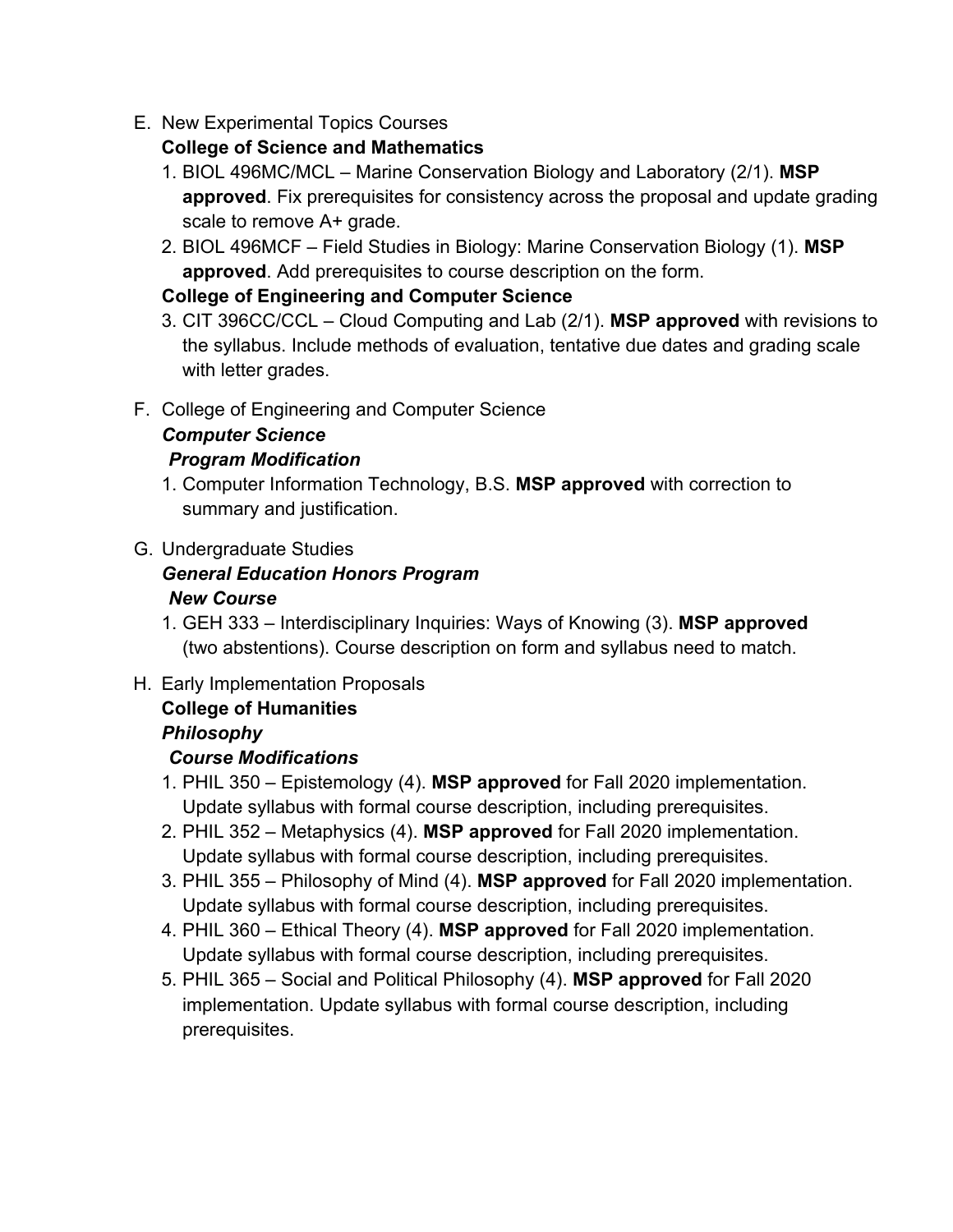E. New Experimental Topics Courses

**College of Science and Mathematics**

1. BIOL 496MC/MCL – Marine Conservation Biology and Laboratory (2/1). **MSP approved**. Fix prerequisites for consistency across the proposal and update grading scale to remove A+ grade.
2. BIOL 496MCF – Field Studies in Biology: Marine Conservation Biology (1). **MSP approved**. Add prerequisites to course description on the form.

**College of Engineering and Computer Science**

3. CIT 396CC/CCL – Cloud Computing and Lab (2/1). **MSP approved** with revisions to the syllabus. Include methods of evaluation, tentative due dates and grading scale with letter grades.

F. College of Engineering and Computer Science

***Computer Science***

***Program Modification***

1. Computer Information Technology, B.S. **MSP approved** with correction to summary and justification.

G. Undergraduate Studies

***General Education Honors Program***

***New Course***

1. GEH 333 – Interdisciplinary Inquiries: Ways of Knowing (3). **MSP approved** (two abstentions). Course description on form and syllabus need to match.

H. Early Implementation Proposals

**College of Humanities**

***Philosophy***

***Course Modifications***

1. PHIL 350 – Epistemology (4). **MSP approved** for Fall 2020 implementation. Update syllabus with formal course description, including prerequisites.
2. PHIL 352 – Metaphysics (4). **MSP approved** for Fall 2020 implementation. Update syllabus with formal course description, including prerequisites.
3. PHIL 355 – Philosophy of Mind (4). **MSP approved** for Fall 2020 implementation. Update syllabus with formal course description, including prerequisites.
4. PHIL 360 – Ethical Theory (4). **MSP approved** for Fall 2020 implementation. Update syllabus with formal course description, including prerequisites.
5. PHIL 365 – Social and Political Philosophy (4). **MSP approved** for Fall 2020 implementation. Update syllabus with formal course description, including prerequisites.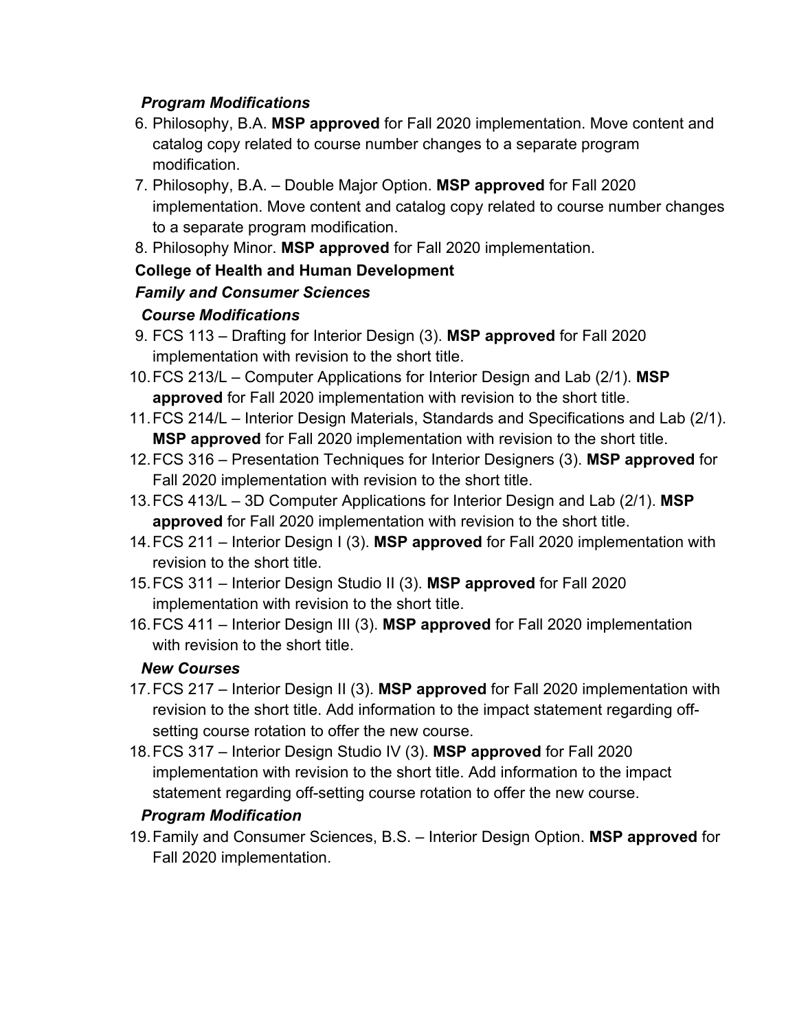***Program Modifications***

6. Philosophy, B.A. **MSP approved** for Fall 2020 implementation. Move content and catalog copy related to course number changes to a separate program modification.
7. Philosophy, B.A. – Double Major Option. **MSP approved** for Fall 2020 implementation. Move content and catalog copy related to course number changes to a separate program modification.
8. Philosophy Minor. **MSP approved** for Fall 2020 implementation.

**College of Health and Human Development**

***Family and Consumer Sciences***

***Course Modifications***

9. FCS 113 – Drafting for Interior Design (3). **MSP approved** for Fall 2020 implementation with revision to the short title.
10. FCS 213/L – Computer Applications for Interior Design and Lab (2/1). **MSP approved** for Fall 2020 implementation with revision to the short title.
11. FCS 214/L – Interior Design Materials, Standards and Specifications and Lab (2/1). **MSP approved** for Fall 2020 implementation with revision to the short title.
12. FCS 316 – Presentation Techniques for Interior Designers (3). **MSP approved** for Fall 2020 implementation with revision to the short title.
13. FCS 413/L – 3D Computer Applications for Interior Design and Lab (2/1). **MSP approved** for Fall 2020 implementation with revision to the short title.
14. FCS 211 – Interior Design I (3). **MSP approved** for Fall 2020 implementation with revision to the short title.
15. FCS 311 – Interior Design Studio II (3). **MSP approved** for Fall 2020 implementation with revision to the short title.
16. FCS 411 – Interior Design III (3). **MSP approved** for Fall 2020 implementation with revision to the short title.

***New Courses***

17. FCS 217 – Interior Design II (3). **MSP approved** for Fall 2020 implementation with revision to the short title. Add information to the impact statement regarding off-setting course rotation to offer the new course.
18. FCS 317 – Interior Design Studio IV (3). **MSP approved** for Fall 2020 implementation with revision to the short title. Add information to the impact statement regarding off-setting course rotation to offer the new course.

***Program Modification***

19. Family and Consumer Sciences, B.S. – Interior Design Option. **MSP approved** for Fall 2020 implementation.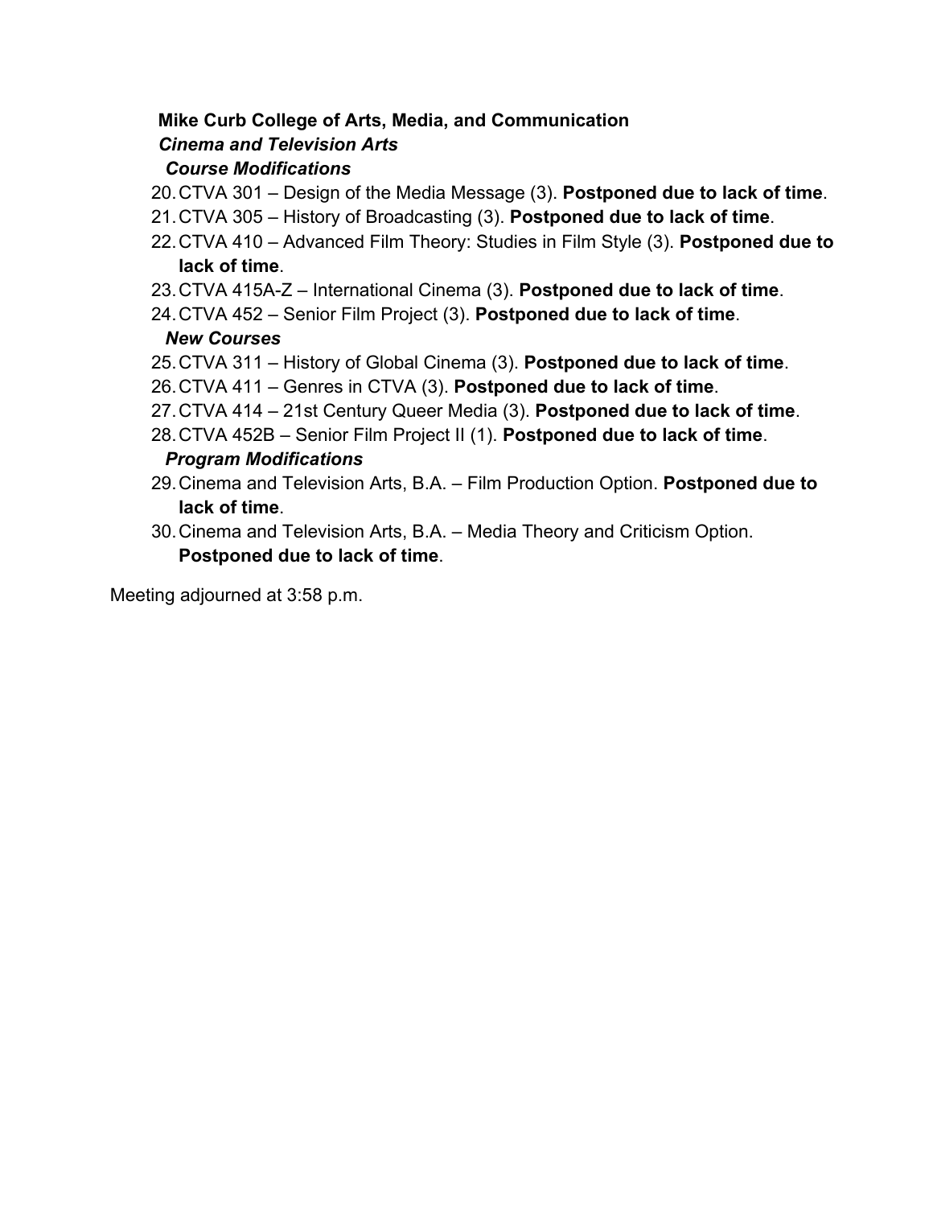**Mike Curb College of Arts, Media, and Communication**

***Cinema and Television Arts***

***Course Modifications***

20. CTVA 301 – Design of the Media Message (3). **Postponed due to lack of time**.
21. CTVA 305 – History of Broadcasting (3). **Postponed due to lack of time**.
22. CTVA 410 – Advanced Film Theory: Studies in Film Style (3). **Postponed due to lack of time**.
23. CTVA 415A-Z – International Cinema (3). **Postponed due to lack of time**.
24. CTVA 452 – Senior Film Project (3). **Postponed due to lack of time**.

***New Courses***

25. CTVA 311 – History of Global Cinema (3). **Postponed due to lack of time**.
26. CTVA 411 – Genres in CTVA (3). **Postponed due to lack of time**.
27. CTVA 414 – 21st Century Queer Media (3). **Postponed due to lack of time**.
28. CTVA 452B – Senior Film Project II (1). **Postponed due to lack of time**.

***Program Modifications***

29. Cinema and Television Arts, B.A. – Film Production Option. **Postponed due to lack of time**.
30. Cinema and Television Arts, B.A. – Media Theory and Criticism Option. **Postponed due to lack of time**.

Meeting adjourned at 3:58 p.m.